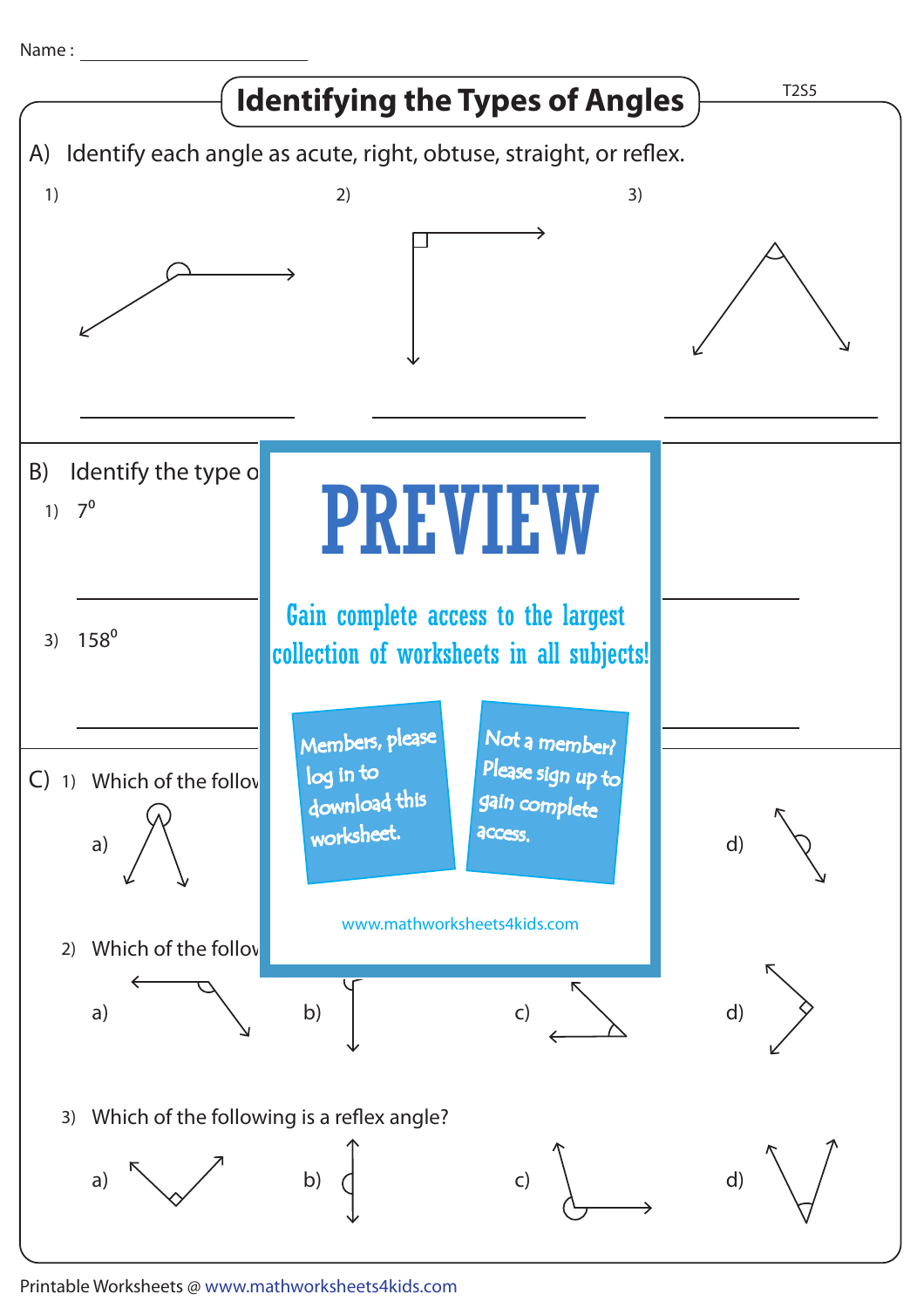Name : ____________________

# Identifying the Types of Angles

A) Identify each angle as acute, right, obtuse, straight, or reflex.

1) ____________________

2) ____________________

3) ____________________

B) Identify the type o

1) $7^0$

____________________

3) $158^0$

____________________

# PREVIEW

Gain complete access to the largest collection of worksheets in all subjects!

Members, please log in to download this worksheet.

Not a member? Please sign up to gain complete access.

www.mathworksheets4kids.com

C) 1) Which of the follov

a)

d)

2) Which of the follov

a) b) c) d)

3) Which of the following is a reflex angle?

a) b) c) d)

Printable Worksheets @ www.mathworksheets4kids.com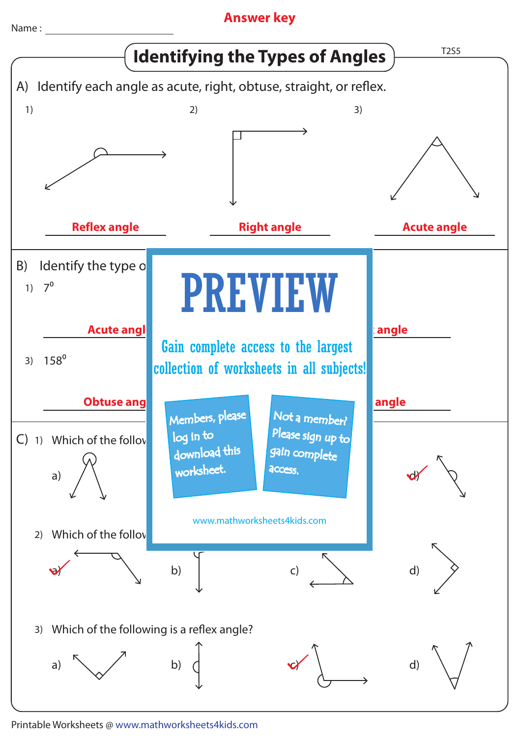Answer key

Name :

# Identifying the Types of Angles

T2S5

A) Identify each angle as acute, right, obtuse, straight, or reflex.

1) Reflex angle

2) Right angle

3) Acute angle

B) Identify the type o

1) $7^0$

Acute angl

angle

3) $158^0$

Obtuse ang

angle

PREVIEW

Gain complete access to the largest collection of worksheets in all subjects!

Members, please log in to download this worksheet.

Not a member? Please sign up to gain complete access.

www.mathworksheets4kids.com

C) 1) Which of the follov

a)

d) ✓

2) Which of the follov

a) ✓

b)

c)

d)

3) Which of the following is a reflex angle?

a)

b)

c) ✓

d)

Printable Worksheets @ www.mathworksheets4kids.com